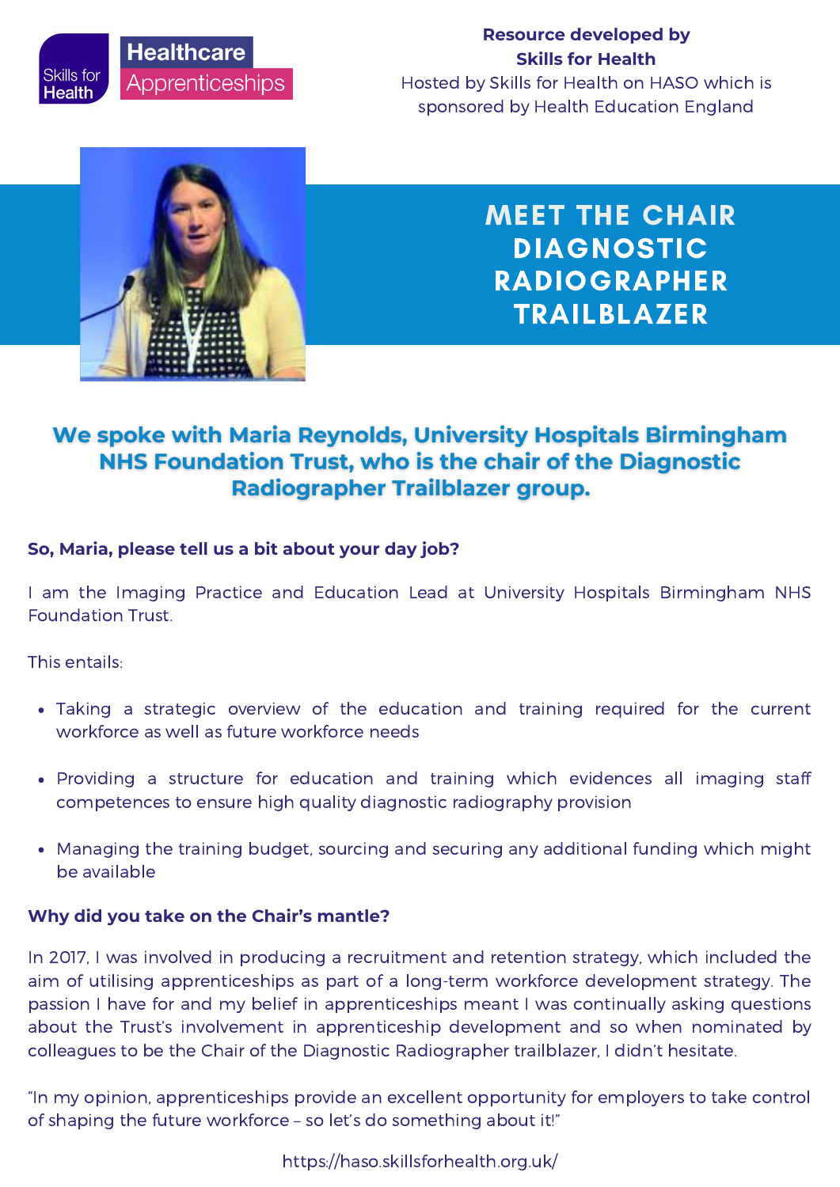Skills for Health | Healthcare Apprenticeships

**Resource developed by Skills for Health**
Hosted by Skills for Health on HASO which is sponsored by Health Education England

# MEET THE CHAIR DIAGNOSTIC RADIOGRAPHER TRAILBLAZER

## We spoke with Maria Reynolds, University Hospitals Birmingham NHS Foundation Trust, who is the chair of the Diagnostic Radiographer Trailblazer group.

**So, Maria, please tell us a bit about your day job?**

I am the Imaging Practice and Education Lead at University Hospitals Birmingham NHS Foundation Trust.

This entails:

- Taking a strategic overview of the education and training required for the current workforce as well as future workforce needs
- Providing a structure for education and training which evidences all imaging staff competences to ensure high quality diagnostic radiography provision
- Managing the training budget, sourcing and securing any additional funding which might be available

**Why did you take on the Chair's mantle?**

In 2017, I was involved in producing a recruitment and retention strategy, which included the aim of utilising apprenticeships as part of a long-term workforce development strategy. The passion I have for and my belief in apprenticeships meant I was continually asking questions about the Trust's involvement in apprenticeship development and so when nominated by colleagues to be the Chair of the Diagnostic Radiographer trailblazer, I didn't hesitate.

"In my opinion, apprenticeships provide an excellent opportunity for employers to take control of shaping the future workforce – so let's do something about it!"

https://haso.skillsforhealth.org.uk/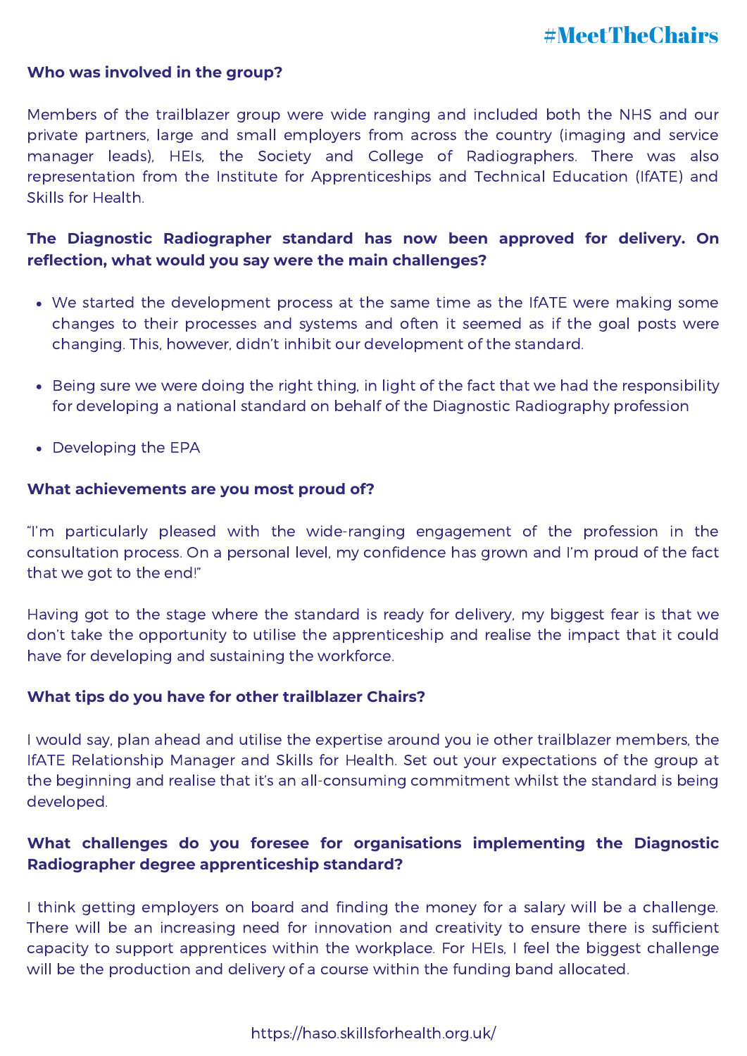### Who was involved in the group?

Members of the trailblazer group were wide ranging and included both the NHS and our private partners, large and small employers from across the country (imaging and service manager leads), HEIs, the Society and College of Radiographers. There was also representation from the Institute for Apprenticeships and Technical Education (IfATE) and Skills for Health.

### The Diagnostic Radiographer standard has now been approved for delivery. On reflection, what would you say were the main challenges?

- We started the development process at the same time as the IfATE were making some changes to their processes and systems and often it seemed as if the goal posts were changing. This, however, didn't inhibit our development of the standard.
- Being sure we were doing the right thing, in light of the fact that we had the responsibility for developing a national standard on behalf of the Diagnostic Radiography profession
- Developing the EPA

### What achievements are you most proud of?

"I'm particularly pleased with the wide-ranging engagement of the profession in the consultation process. On a personal level, my confidence has grown and I'm proud of the fact that we got to the end!"

Having got to the stage where the standard is ready for delivery, my biggest fear is that we don't take the opportunity to utilise the apprenticeship and realise the impact that it could have for developing and sustaining the workforce.

### What tips do you have for other trailblazer Chairs?

I would say, plan ahead and utilise the expertise around you ie other trailblazer members, the IfATE Relationship Manager and Skills for Health. Set out your expectations of the group at the beginning and realise that it's an all-consuming commitment whilst the standard is being developed.

### What challenges do you foresee for organisations implementing the Diagnostic Radiographer degree apprenticeship standard?

I think getting employers on board and finding the money for a salary will be a challenge. There will be an increasing need for innovation and creativity to ensure there is sufficient capacity to support apprentices within the workplace. For HEIs, I feel the biggest challenge will be the production and delivery of a course within the funding band allocated.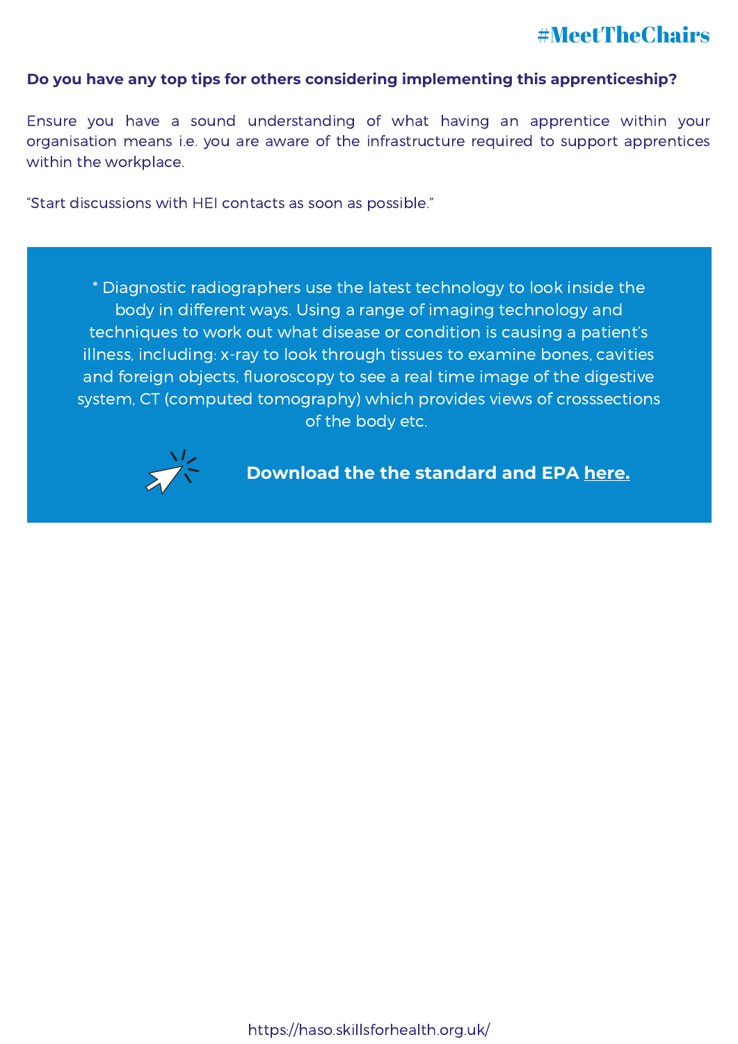**Do you have any top tips for others considering implementing this apprenticeship?**

Ensure you have a sound understanding of what having an apprentice within your organisation means i.e. you are aware of the infrastructure required to support apprentices within the workplace.

"Start discussions with HEI contacts as soon as possible."

* Diagnostic radiographers use the latest technology to look inside the body in different ways. Using a range of imaging technology and techniques to work out what disease or condition is causing a patient's illness, including: x-ray to look through tissues to examine bones, cavities and foreign objects, fluoroscopy to see a real time image of the digestive system, CT (computed tomography) which provides views of crosssections of the body etc.

**Download the the standard and EPA here.**